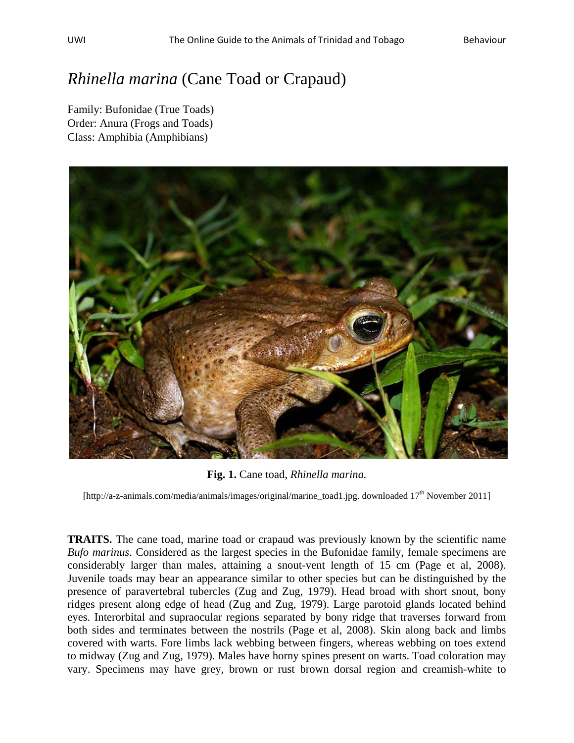# *Rhinella marina* (Cane Toad or Crapaud)

Family: Bufonidae (True Toads)
Order: Anura (Frogs and Toads)
Class: Amphibia (Amphibians)

**Fig. 1.** Cane toad, *Rhinella marina.*

[http://a-z-animals.com/media/animals/images/original/marine_toad1.jpg. downloaded 17th November 2011]

**TRAITS.** The cane toad, marine toad or crapaud was previously known by the scientific name *Bufo marinus*. Considered as the largest species in the Bufonidae family, female specimens are considerably larger than males, attaining a snout-vent length of 15 cm (Page et al, 2008). Juvenile toads may bear an appearance similar to other species but can be distinguished by the presence of paravertebral tubercles (Zug and Zug, 1979). Head broad with short snout, bony ridges present along edge of head (Zug and Zug, 1979). Large parotoid glands located behind eyes. Interorbital and supraocular regions separated by bony ridge that traverses forward from both sides and terminates between the nostrils (Page et al, 2008). Skin along back and limbs covered with warts. Fore limbs lack webbing between fingers, whereas webbing on toes extend to midway (Zug and Zug, 1979). Males have horny spines present on warts. Toad coloration may vary. Specimens may have grey, brown or rust brown dorsal region and creamish-white to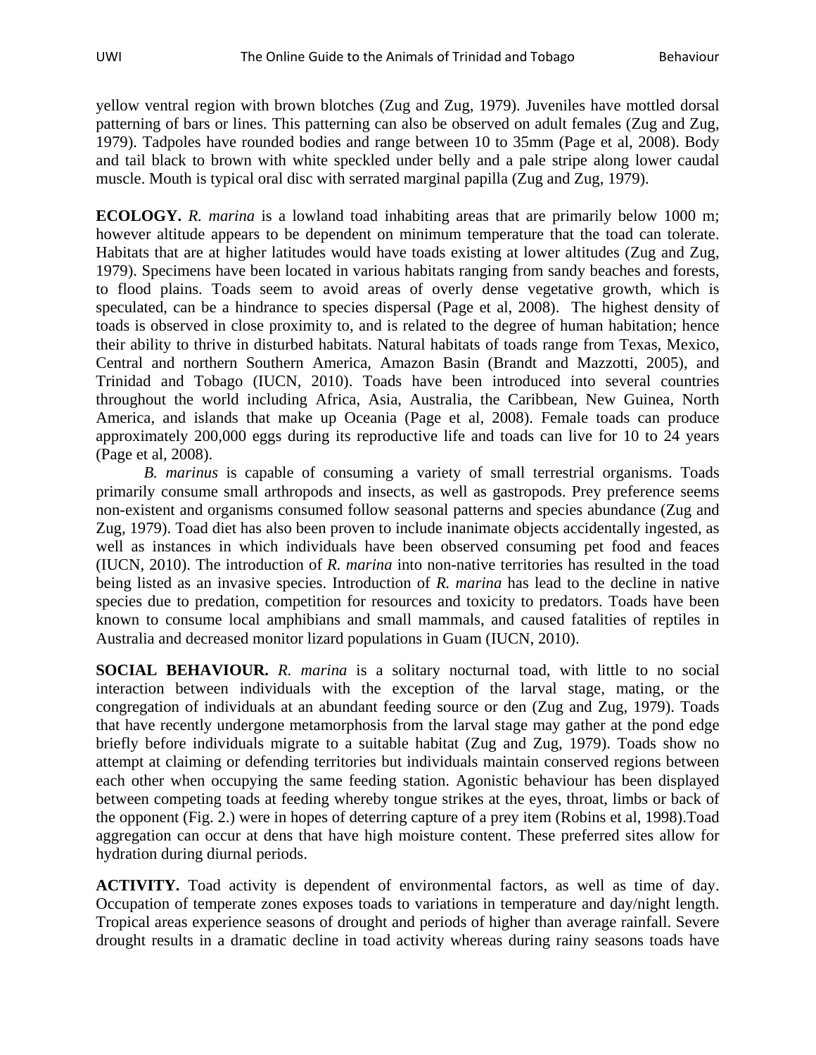yellow ventral region with brown blotches (Zug and Zug, 1979). Juveniles have mottled dorsal patterning of bars or lines. This patterning can also be observed on adult females (Zug and Zug, 1979). Tadpoles have rounded bodies and range between 10 to 35mm (Page et al, 2008). Body and tail black to brown with white speckled under belly and a pale stripe along lower caudal muscle. Mouth is typical oral disc with serrated marginal papilla (Zug and Zug, 1979).

**ECOLOGY.** *R. marina* is a lowland toad inhabiting areas that are primarily below 1000 m; however altitude appears to be dependent on minimum temperature that the toad can tolerate. Habitats that are at higher latitudes would have toads existing at lower altitudes (Zug and Zug, 1979). Specimens have been located in various habitats ranging from sandy beaches and forests, to flood plains. Toads seem to avoid areas of overly dense vegetative growth, which is speculated, can be a hindrance to species dispersal (Page et al, 2008). The highest density of toads is observed in close proximity to, and is related to the degree of human habitation; hence their ability to thrive in disturbed habitats. Natural habitats of toads range from Texas, Mexico, Central and northern Southern America, Amazon Basin (Brandt and Mazzotti, 2005), and Trinidad and Tobago (IUCN, 2010). Toads have been introduced into several countries throughout the world including Africa, Asia, Australia, the Caribbean, New Guinea, North America, and islands that make up Oceania (Page et al, 2008). Female toads can produce approximately 200,000 eggs during its reproductive life and toads can live for 10 to 24 years (Page et al, 2008).

*B. marinus* is capable of consuming a variety of small terrestrial organisms. Toads primarily consume small arthropods and insects, as well as gastropods. Prey preference seems non-existent and organisms consumed follow seasonal patterns and species abundance (Zug and Zug, 1979). Toad diet has also been proven to include inanimate objects accidentally ingested, as well as instances in which individuals have been observed consuming pet food and feaces (IUCN, 2010). The introduction of *R. marina* into non-native territories has resulted in the toad being listed as an invasive species. Introduction of *R. marina* has lead to the decline in native species due to predation, competition for resources and toxicity to predators. Toads have been known to consume local amphibians and small mammals, and caused fatalities of reptiles in Australia and decreased monitor lizard populations in Guam (IUCN, 2010).

**SOCIAL BEHAVIOUR.** *R. marina* is a solitary nocturnal toad, with little to no social interaction between individuals with the exception of the larval stage, mating, or the congregation of individuals at an abundant feeding source or den (Zug and Zug, 1979). Toads that have recently undergone metamorphosis from the larval stage may gather at the pond edge briefly before individuals migrate to a suitable habitat (Zug and Zug, 1979). Toads show no attempt at claiming or defending territories but individuals maintain conserved regions between each other when occupying the same feeding station. Agonistic behaviour has been displayed between competing toads at feeding whereby tongue strikes at the eyes, throat, limbs or back of the opponent (Fig. 2.) were in hopes of deterring capture of a prey item (Robins et al, 1998).Toad aggregation can occur at dens that have high moisture content. These preferred sites allow for hydration during diurnal periods.

**ACTIVITY.** Toad activity is dependent of environmental factors, as well as time of day. Occupation of temperate zones exposes toads to variations in temperature and day/night length. Tropical areas experience seasons of drought and periods of higher than average rainfall. Severe drought results in a dramatic decline in toad activity whereas during rainy seasons toads have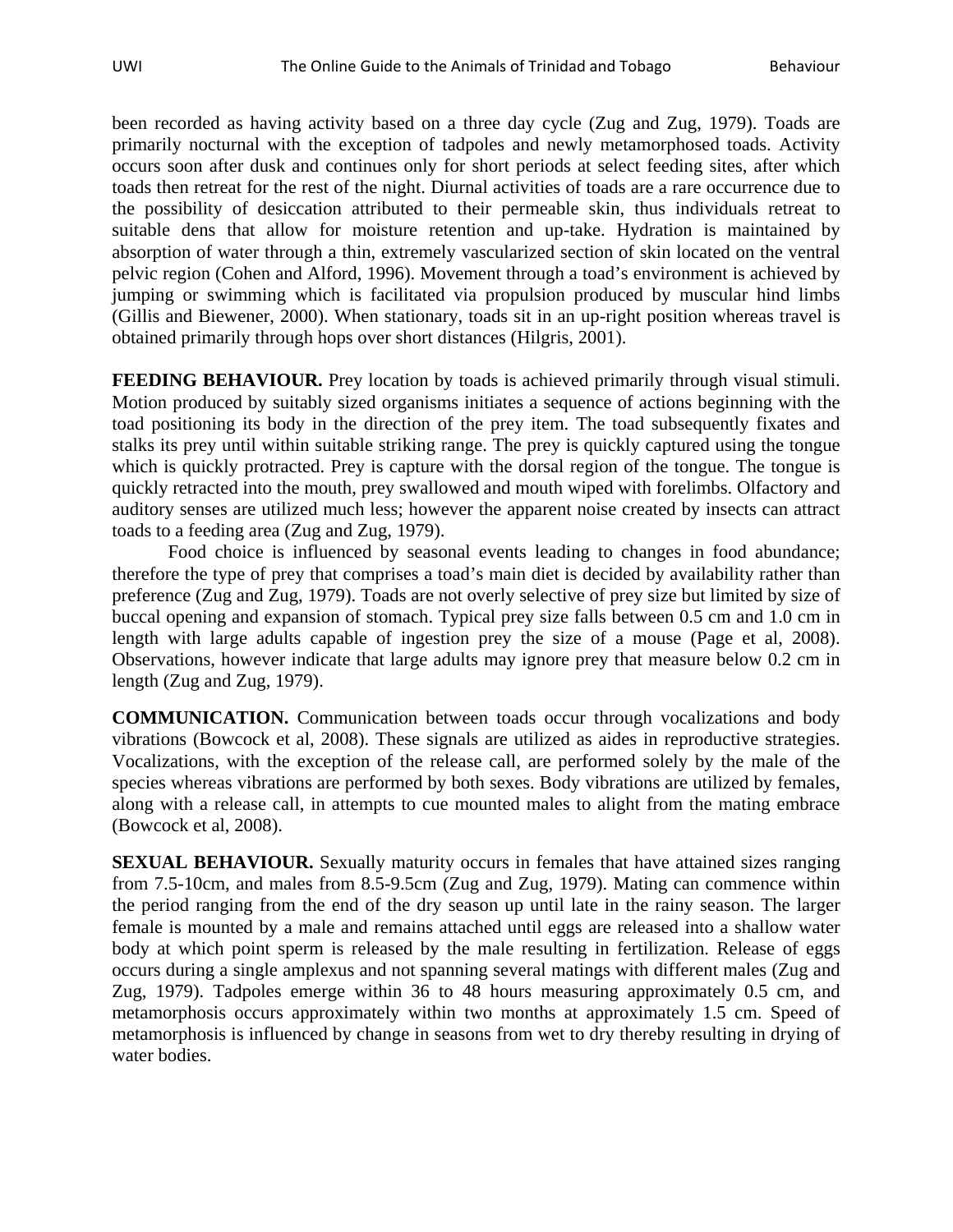been recorded as having activity based on a three day cycle (Zug and Zug, 1979). Toads are primarily nocturnal with the exception of tadpoles and newly metamorphosed toads. Activity occurs soon after dusk and continues only for short periods at select feeding sites, after which toads then retreat for the rest of the night. Diurnal activities of toads are a rare occurrence due to the possibility of desiccation attributed to their permeable skin, thus individuals retreat to suitable dens that allow for moisture retention and up-take. Hydration is maintained by absorption of water through a thin, extremely vascularized section of skin located on the ventral pelvic region (Cohen and Alford, 1996). Movement through a toad's environment is achieved by jumping or swimming which is facilitated via propulsion produced by muscular hind limbs (Gillis and Biewener, 2000). When stationary, toads sit in an up-right position whereas travel is obtained primarily through hops over short distances (Hilgris, 2001).

**FEEDING BEHAVIOUR.** Prey location by toads is achieved primarily through visual stimuli. Motion produced by suitably sized organisms initiates a sequence of actions beginning with the toad positioning its body in the direction of the prey item. The toad subsequently fixates and stalks its prey until within suitable striking range. The prey is quickly captured using the tongue which is quickly protracted. Prey is capture with the dorsal region of the tongue. The tongue is quickly retracted into the mouth, prey swallowed and mouth wiped with forelimbs. Olfactory and auditory senses are utilized much less; however the apparent noise created by insects can attract toads to a feeding area (Zug and Zug, 1979).

Food choice is influenced by seasonal events leading to changes in food abundance; therefore the type of prey that comprises a toad's main diet is decided by availability rather than preference (Zug and Zug, 1979). Toads are not overly selective of prey size but limited by size of buccal opening and expansion of stomach. Typical prey size falls between 0.5 cm and 1.0 cm in length with large adults capable of ingestion prey the size of a mouse (Page et al, 2008). Observations, however indicate that large adults may ignore prey that measure below 0.2 cm in length (Zug and Zug, 1979).

**COMMUNICATION.** Communication between toads occur through vocalizations and body vibrations (Bowcock et al, 2008). These signals are utilized as aides in reproductive strategies. Vocalizations, with the exception of the release call, are performed solely by the male of the species whereas vibrations are performed by both sexes. Body vibrations are utilized by females, along with a release call, in attempts to cue mounted males to alight from the mating embrace (Bowcock et al, 2008).

**SEXUAL BEHAVIOUR.** Sexually maturity occurs in females that have attained sizes ranging from 7.5-10cm, and males from 8.5-9.5cm (Zug and Zug, 1979). Mating can commence within the period ranging from the end of the dry season up until late in the rainy season. The larger female is mounted by a male and remains attached until eggs are released into a shallow water body at which point sperm is released by the male resulting in fertilization. Release of eggs occurs during a single amplexus and not spanning several matings with different males (Zug and Zug, 1979). Tadpoles emerge within 36 to 48 hours measuring approximately 0.5 cm, and metamorphosis occurs approximately within two months at approximately 1.5 cm. Speed of metamorphosis is influenced by change in seasons from wet to dry thereby resulting in drying of water bodies.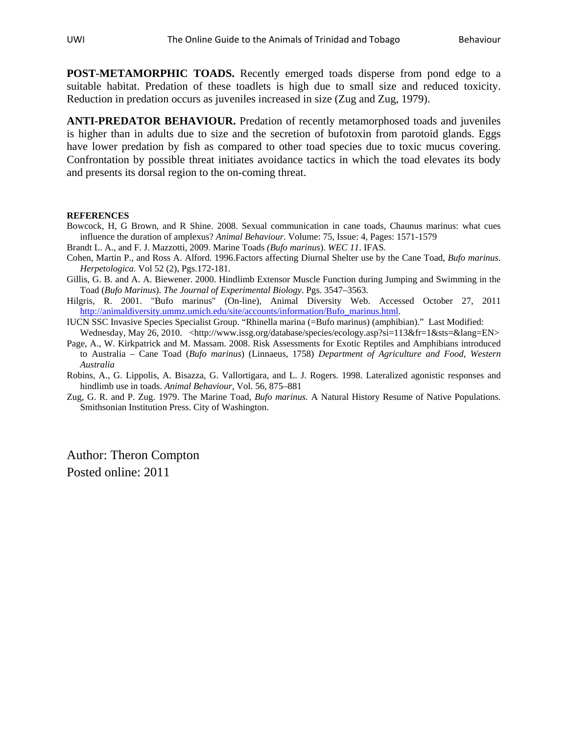**POST-METAMORPHIC TOADS.** Recently emerged toads disperse from pond edge to a suitable habitat. Predation of these toadlets is high due to small size and reduced toxicity. Reduction in predation occurs as juveniles increased in size (Zug and Zug, 1979).

**ANTI-PREDATOR BEHAVIOUR.** Predation of recently metamorphosed toads and juveniles is higher than in adults due to size and the secretion of bufotoxin from parotoid glands. Eggs have lower predation by fish as compared to other toad species due to toxic mucus covering. Confrontation by possible threat initiates avoidance tactics in which the toad elevates its body and presents its dorsal region to the on-coming threat.

**REFERENCES**

Bowcock, H, G Brown, and R Shine. 2008. Sexual communication in cane toads, Chaunus marinus: what cues influence the duration of amplexus? *Animal Behaviour*. Volume: 75, Issue: 4, Pages: 1571-1579

Brandt L. A., and F. J. Mazzotti, 2009. Marine Toads *(Bufo marinus*). *WEC 11*. IFAS.

Cohen, Martin P., and Ross A. Alford. 1996.Factors affecting Diurnal Shelter use by the Cane Toad, *Bufo marinus*. *Herpetologica.* Vol 52 (2), Pgs.172-181.

Gillis, G. B. and A. A. Biewener. 2000. Hindlimb Extensor Muscle Function during Jumping and Swimming in the Toad (*Bufo Marinus*). *The Journal of Experimental Biology*. Pgs. 3547–3563.

Hilgris, R. 2001. "Bufo marinus" (On-line), Animal Diversity Web. Accessed October 27, 2011 http://animaldiversity.ummz.umich.edu/site/accounts/information/Bufo_marinus.html.

IUCN SSC Invasive Species Specialist Group. "Rhinella marina (=Bufo marinus) (amphibian)." Last Modified: Wednesday, May 26, 2010. <http://www.issg.org/database/species/ecology.asp?si=113&fr=1&sts=&lang=EN>

Page, A., W. Kirkpatrick and M. Massam. 2008. Risk Assessments for Exotic Reptiles and Amphibians introduced to Australia – Cane Toad (*Bufo marinus*) (Linnaeus, 1758) *Department of Agriculture and Food, Western Australia*

Robins, A., G. Lippolis, A. Bisazza, G. Vallortigara, and L. J. Rogers. 1998. Lateralized agonistic responses and hindlimb use in toads. *Animal Behaviour*, Vol. 56, 875–881

Zug, G. R. and P. Zug. 1979. The Marine Toad, *Bufo marinus.* A Natural History Resume of Native Populations. Smithsonian Institution Press. City of Washington.

Author: Theron Compton
Posted online: 2011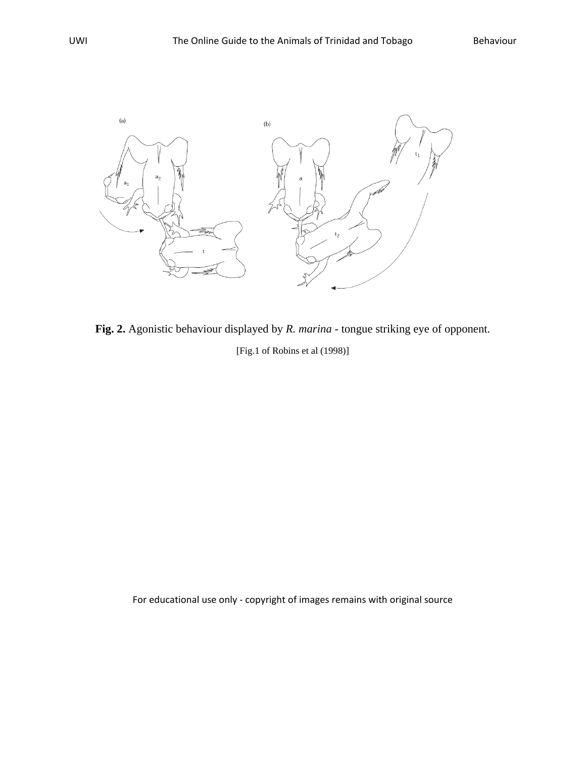(a)

$a_1$

$a_2$

t

(b)

a

$t_1$

$t_2$

**Fig. 2.** Agonistic behaviour displayed by *R. marina* - tongue striking eye of opponent.

[Fig.1 of Robins et al (1998)]

For educational use only - copyright of images remains with original source